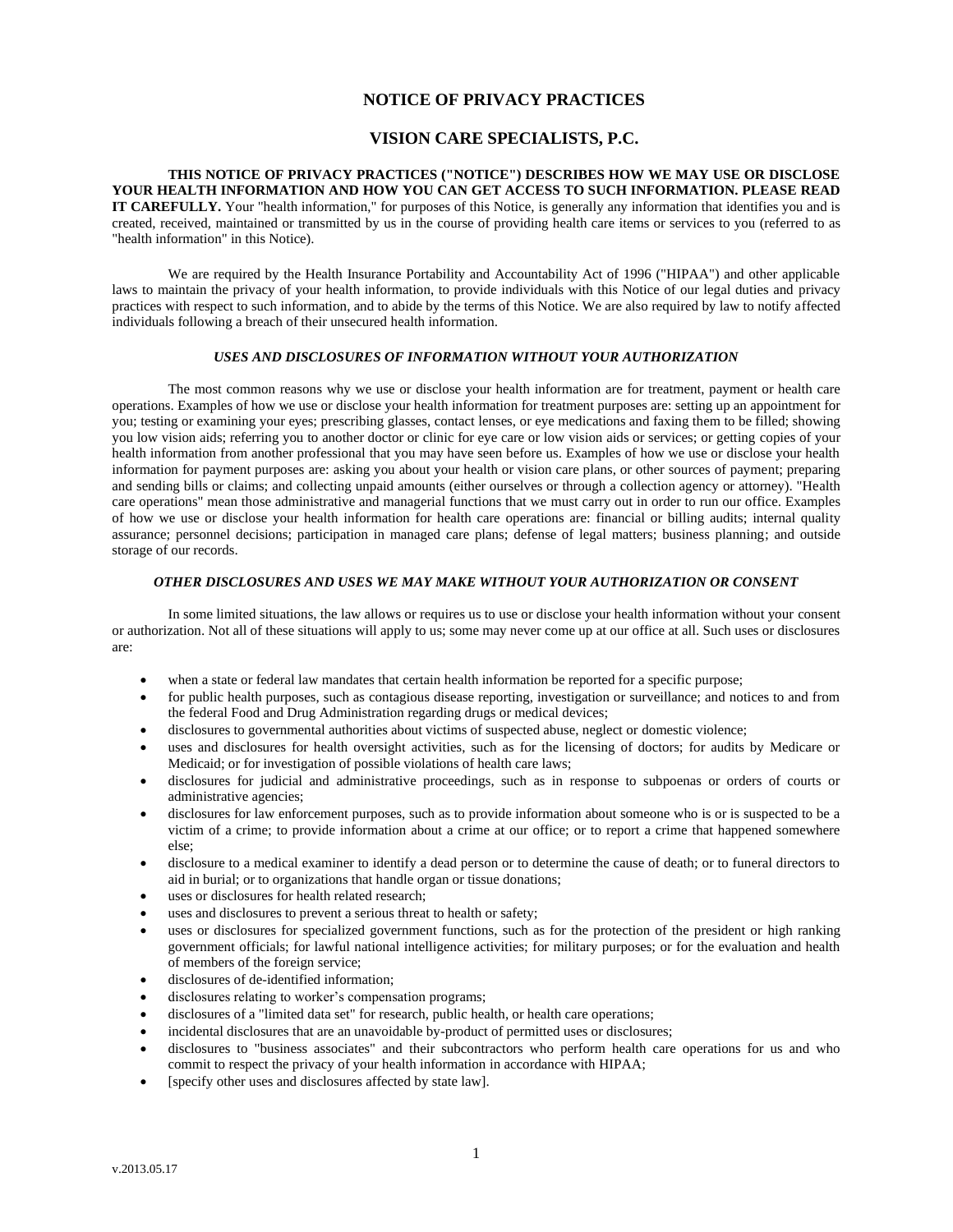# NOTICE OF PRIVACY PRACTICES

# VISION CARE SPECIALISTS, P.C.

**THIS NOTICE OF PRIVACY PRACTICES ("NOTICE") DESCRIBES HOW WE MAY USE OR DISCLOSE YOUR HEALTH INFORMATION AND HOW YOU CAN GET ACCESS TO SUCH INFORMATION. PLEASE READ IT CAREFULLY.** Your "health information," for purposes of this Notice, is generally any information that identifies you and is created, received, maintained or transmitted by us in the course of providing health care items or services to you (referred to as "health information" in this Notice).

We are required by the Health Insurance Portability and Accountability Act of 1996 ("HIPAA") and other applicable laws to maintain the privacy of your health information, to provide individuals with this Notice of our legal duties and privacy practices with respect to such information, and to abide by the terms of this Notice. We are also required by law to notify affected individuals following a breach of their unsecured health information.

### *USES AND DISCLOSURES OF INFORMATION WITHOUT YOUR AUTHORIZATION*

The most common reasons why we use or disclose your health information are for treatment, payment or health care operations. Examples of how we use or disclose your health information for treatment purposes are: setting up an appointment for you; testing or examining your eyes; prescribing glasses, contact lenses, or eye medications and faxing them to be filled; showing you low vision aids; referring you to another doctor or clinic for eye care or low vision aids or services; or getting copies of your health information from another professional that you may have seen before us. Examples of how we use or disclose your health information for payment purposes are: asking you about your health or vision care plans, or other sources of payment; preparing and sending bills or claims; and collecting unpaid amounts (either ourselves or through a collection agency or attorney). "Health care operations" mean those administrative and managerial functions that we must carry out in order to run our office. Examples of how we use or disclose your health information for health care operations are: financial or billing audits; internal quality assurance; personnel decisions; participation in managed care plans; defense of legal matters; business planning; and outside storage of our records.

### *OTHER DISCLOSURES AND USES WE MAY MAKE WITHOUT YOUR AUTHORIZATION OR CONSENT*

In some limited situations, the law allows or requires us to use or disclose your health information without your consent or authorization. Not all of these situations will apply to us; some may never come up at our office at all. Such uses or disclosures are:

- when a state or federal law mandates that certain health information be reported for a specific purpose;
- for public health purposes, such as contagious disease reporting, investigation or surveillance; and notices to and from the federal Food and Drug Administration regarding drugs or medical devices;
- disclosures to governmental authorities about victims of suspected abuse, neglect or domestic violence;
- uses and disclosures for health oversight activities, such as for the licensing of doctors; for audits by Medicare or Medicaid; or for investigation of possible violations of health care laws;
- disclosures for judicial and administrative proceedings, such as in response to subpoenas or orders of courts or administrative agencies;
- disclosures for law enforcement purposes, such as to provide information about someone who is or is suspected to be a victim of a crime; to provide information about a crime at our office; or to report a crime that happened somewhere else;
- disclosure to a medical examiner to identify a dead person or to determine the cause of death; or to funeral directors to aid in burial; or to organizations that handle organ or tissue donations;
- uses or disclosures for health related research;
- uses and disclosures to prevent a serious threat to health or safety;
- uses or disclosures for specialized government functions, such as for the protection of the president or high ranking government officials; for lawful national intelligence activities; for military purposes; or for the evaluation and health of members of the foreign service;
- disclosures of de-identified information;
- disclosures relating to worker's compensation programs;
- disclosures of a "limited data set" for research, public health, or health care operations;
- incidental disclosures that are an unavoidable by-product of permitted uses or disclosures;
- disclosures to "business associates" and their subcontractors who perform health care operations for us and who commit to respect the privacy of your health information in accordance with HIPAA;
- [specify other uses and disclosures affected by state law].

v.2013.05.17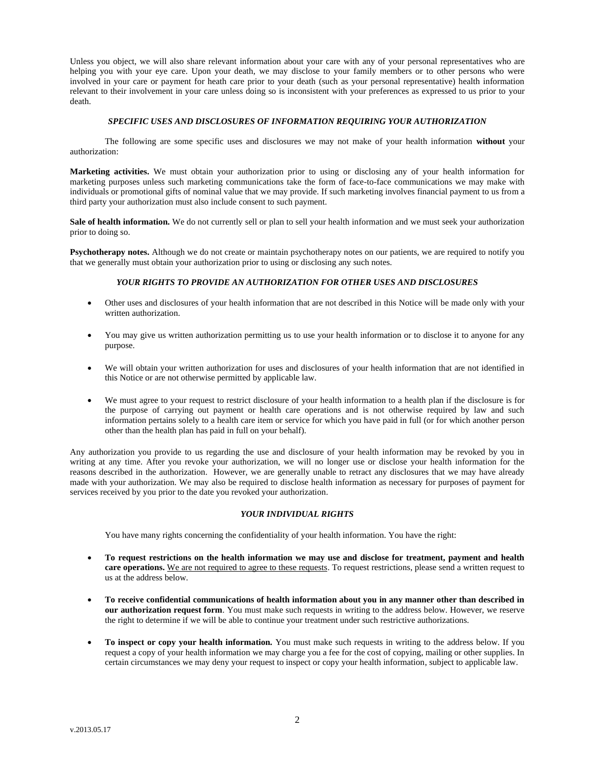Unless you object, we will also share relevant information about your care with any of your personal representatives who are helping you with your eye care. Upon your death, we may disclose to your family members or to other persons who were involved in your care or payment for heath care prior to your death (such as your personal representative) health information relevant to their involvement in your care unless doing so is inconsistent with your preferences as expressed to us prior to your death.

### *SPECIFIC USES AND DISCLOSURES OF INFORMATION REQUIRING YOUR AUTHORIZATION*

The following are some specific uses and disclosures we may not make of your health information **without** your authorization:

**Marketing activities.** We must obtain your authorization prior to using or disclosing any of your health information for marketing purposes unless such marketing communications take the form of face-to-face communications we may make with individuals or promotional gifts of nominal value that we may provide. If such marketing involves financial payment to us from a third party your authorization must also include consent to such payment.

**Sale of health information.** We do not currently sell or plan to sell your health information and we must seek your authorization prior to doing so.

**Psychotherapy notes.** Although we do not create or maintain psychotherapy notes on our patients, we are required to notify you that we generally must obtain your authorization prior to using or disclosing any such notes.

### *YOUR RIGHTS TO PROVIDE AN AUTHORIZATION FOR OTHER USES AND DISCLOSURES*

- Other uses and disclosures of your health information that are not described in this Notice will be made only with your written authorization.
- You may give us written authorization permitting us to use your health information or to disclose it to anyone for any purpose.
- We will obtain your written authorization for uses and disclosures of your health information that are not identified in this Notice or are not otherwise permitted by applicable law.
- We must agree to your request to restrict disclosure of your health information to a health plan if the disclosure is for the purpose of carrying out payment or health care operations and is not otherwise required by law and such information pertains solely to a health care item or service for which you have paid in full (or for which another person other than the health plan has paid in full on your behalf).

Any authorization you provide to us regarding the use and disclosure of your health information may be revoked by you in writing at any time. After you revoke your authorization, we will no longer use or disclose your health information for the reasons described in the authorization. However, we are generally unable to retract any disclosures that we may have already made with your authorization. We may also be required to disclose health information as necessary for purposes of payment for services received by you prior to the date you revoked your authorization.

### *YOUR INDIVIDUAL RIGHTS*

You have many rights concerning the confidentiality of your health information. You have the right:

- **To request restrictions on the health information we may use and disclose for treatment, payment and health care operations.** <u>We are not required to agree to these requests</u>. To request restrictions, please send a written request to us at the address below.
- **To receive confidential communications of health information about you in any manner other than described in our authorization request form**. You must make such requests in writing to the address below. However, we reserve the right to determine if we will be able to continue your treatment under such restrictive authorizations.
- **To inspect or copy your health information.** You must make such requests in writing to the address below. If you request a copy of your health information we may charge you a fee for the cost of copying, mailing or other supplies. In certain circumstances we may deny your request to inspect or copy your health information, subject to applicable law.

v.2013.05.17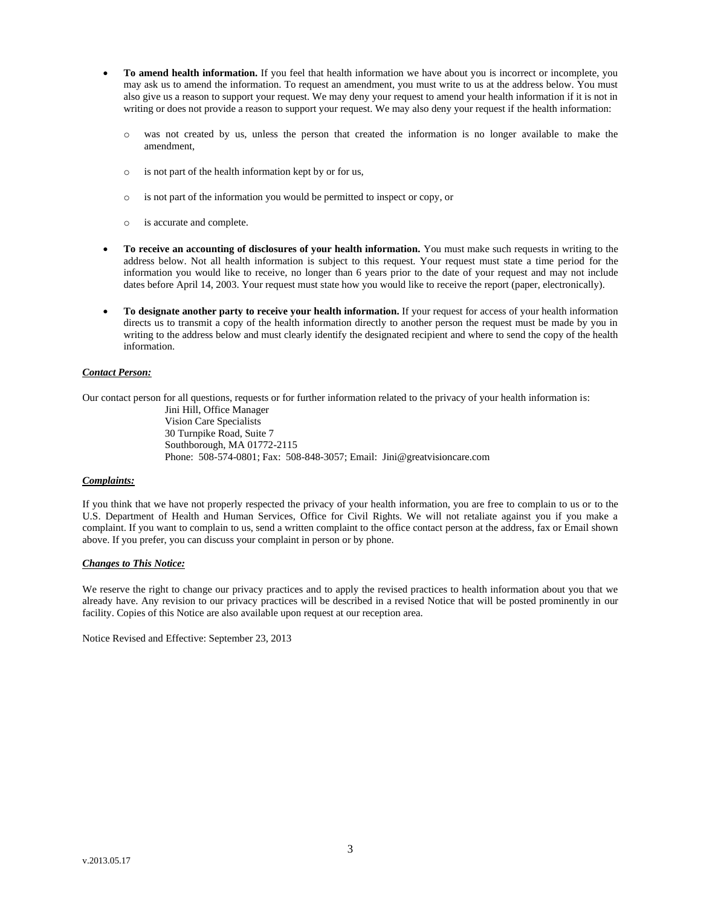- **To amend health information.** If you feel that health information we have about you is incorrect or incomplete, you may ask us to amend the information. To request an amendment, you must write to us at the address below. You must also give us a reason to support your request. We may deny your request to amend your health information if it is not in writing or does not provide a reason to support your request. We may also deny your request if the health information:
  - was not created by us, unless the person that created the information is no longer available to make the amendment,
  - is not part of the health information kept by or for us,
  - is not part of the information you would be permitted to inspect or copy, or
  - is accurate and complete.
- **To receive an accounting of disclosures of your health information.** You must make such requests in writing to the address below. Not all health information is subject to this request. Your request must state a time period for the information you would like to receive, no longer than 6 years prior to the date of your request and may not include dates before April 14, 2003. Your request must state how you would like to receive the report (paper, electronically).
- **To designate another party to receive your health information.** If your request for access of your health information directs us to transmit a copy of the health information directly to another person the request must be made by you in writing to the address below and must clearly identify the designated recipient and where to send the copy of the health information.

***Contact Person:***

Our contact person for all questions, requests or for further information related to the privacy of your health information is:

Jini Hill, Office Manager
Vision Care Specialists
30 Turnpike Road, Suite 7
Southborough, MA 01772-2115
Phone: 508-574-0801; Fax: 508-848-3057; Email: Jini@greatvisioncare.com

***Complaints:***

If you think that we have not properly respected the privacy of your health information, you are free to complain to us or to the U.S. Department of Health and Human Services, Office for Civil Rights. We will not retaliate against you if you make a complaint. If you want to complain to us, send a written complaint to the office contact person at the address, fax or Email shown above. If you prefer, you can discuss your complaint in person or by phone.

***Changes to This Notice:***

We reserve the right to change our privacy practices and to apply the revised practices to health information about you that we already have. Any revision to our privacy practices will be described in a revised Notice that will be posted prominently in our facility. Copies of this Notice are also available upon request at our reception area.

Notice Revised and Effective: September 23, 2013